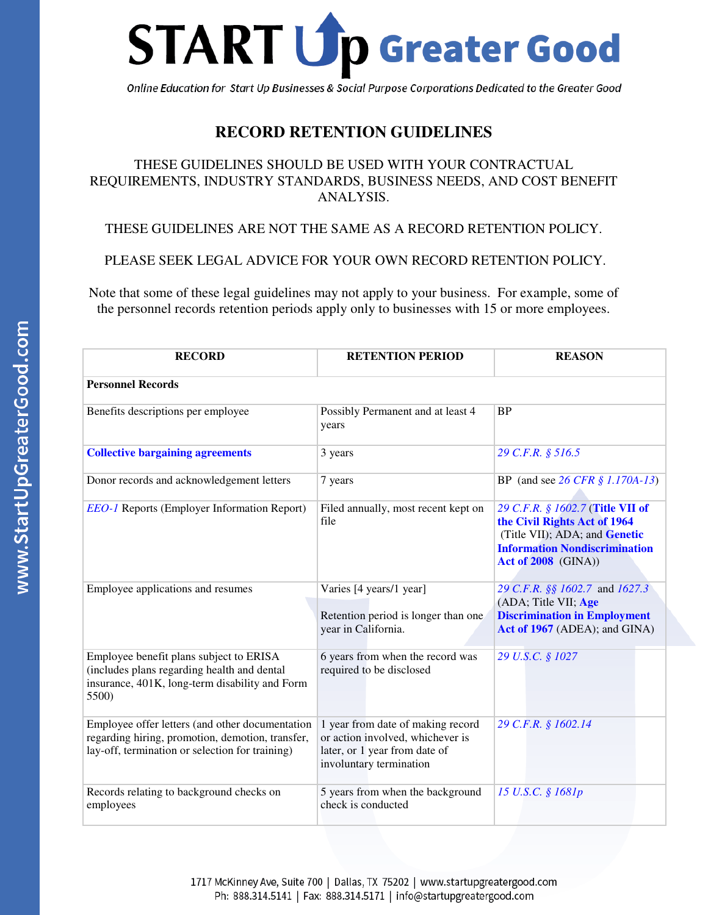# START Up Greater Good

*Online Education for Start Up Businesses & Social Purpose Corporations Dedicated to the Greater Good*

## RECORD RETENTION GUIDELINES

THESE GUIDELINES SHOULD BE USED WITH YOUR CONTRACTUAL REQUIREMENTS, INDUSTRY STANDARDS, BUSINESS NEEDS, AND COST BENEFIT ANALYSIS.

THESE GUIDELINES ARE NOT THE SAME AS A RECORD RETENTION POLICY.

PLEASE SEEK LEGAL ADVICE FOR YOUR OWN RECORD RETENTION POLICY.

Note that some of these legal guidelines may not apply to your business. For example, some of the personnel records retention periods apply only to businesses with 15 or more employees.

| RECORD | RETENTION PERIOD | REASON |
|---|---|---|
| **Personnel Records** | | |
| Benefits descriptions per employee | Possibly Permanent and at least 4 years | BP |
| **Collective bargaining agreements** | 3 years | *29 C.F.R. § 516.5* |
| Donor records and acknowledgement letters | 7 years | BP (and see *26 CFR § 1.170A-13*) |
| *EEO-1* Reports (Employer Information Report) | Filed annually, most recent kept on file | *29 C.F.R. § 1602.7* (**Title VII of the Civil Rights Act of 1964** (Title VII); ADA; and **Genetic Information Nondiscrimination Act of 2008** (GINA)) |
| Employee applications and resumes | Varies [4 years/1 year]<br><br>Retention period is longer than one year in California. | *29 C.F.R. §§ 1602.7* and *1627.3* (ADA; Title VII; **Age Discrimination in Employment Act of 1967** (ADEA); and GINA) |
| Employee benefit plans subject to ERISA (includes plans regarding health and dental insurance, 401K, long-term disability and Form 5500) | 6 years from when the record was required to be disclosed | *29 U.S.C. § 1027* |
| Employee offer letters (and other documentation regarding hiring, promotion, demotion, transfer, lay-off, termination or selection for training) | 1 year from date of making record or action involved, whichever is later, or 1 year from date of involuntary termination | *29 C.F.R. § 1602.14* |
| Records relating to background checks on employees | 5 years from when the background check is conducted | *15 U.S.C. § 1681p* |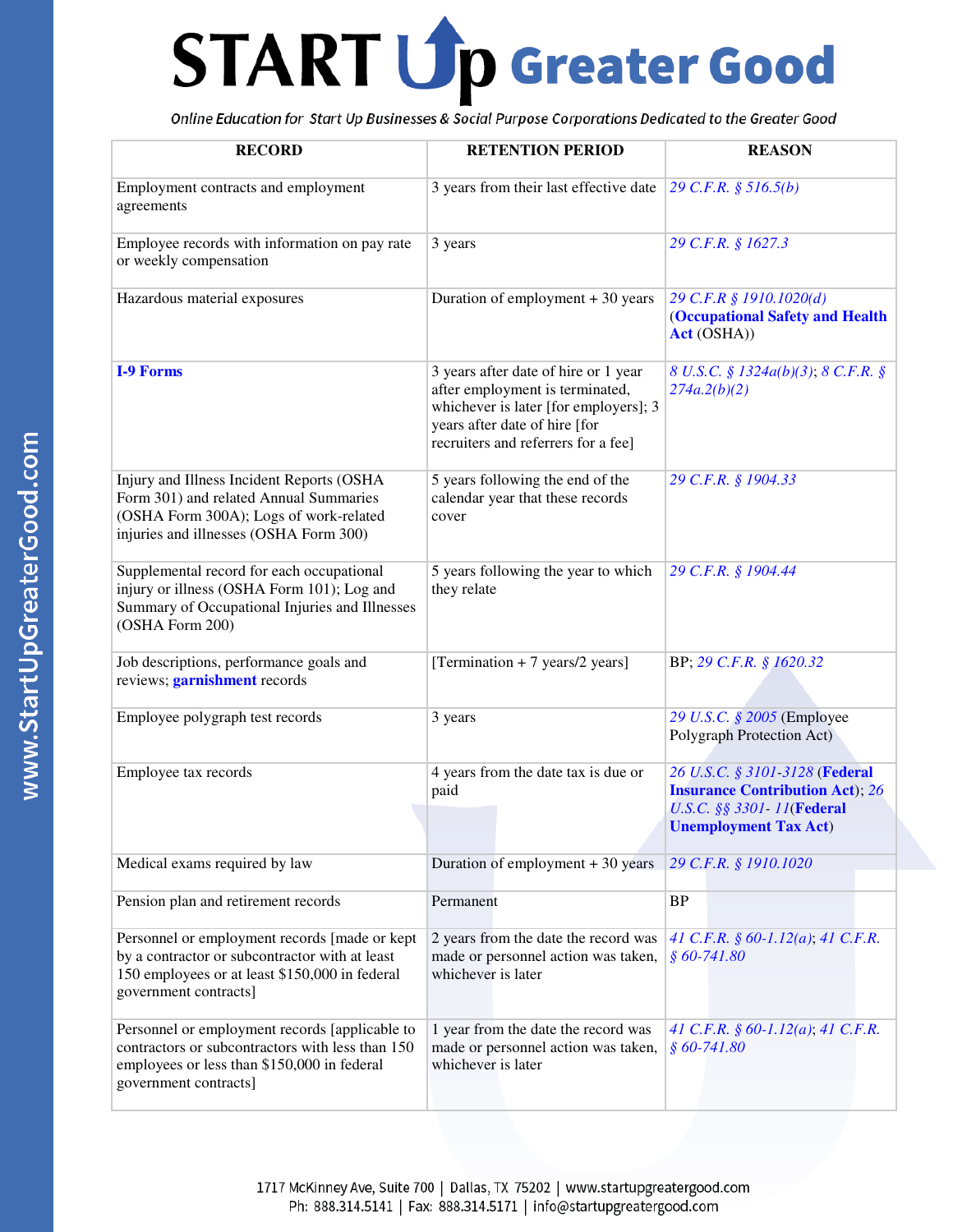| RECORD | RETENTION PERIOD | REASON |
|---|---|---|
| Employment contracts and employment agreements | 3 years from their last effective date | *29 C.F.R. § 516.5(b)* |
| Employee records with information on pay rate or weekly compensation | 3 years | *29 C.F.R. § 1627.3* |
| Hazardous material exposures | Duration of employment + 30 years | *29 C.F.R § 1910.1020(d)* (**Occupational Safety and Health Act** (OSHA)) |
| **I-9 Forms** | 3 years after date of hire or 1 year after employment is terminated, whichever is later [for employers]; 3 years after date of hire [for recruiters and referrers for a fee] | *8 U.S.C. § 1324a(b)(3)*; *8 C.F.R. § 274a.2(b)(2)* |
| Injury and Illness Incident Reports (OSHA Form 301) and related Annual Summaries (OSHA Form 300A); Logs of work-related injuries and illnesses (OSHA Form 300) | 5 years following the end of the calendar year that these records cover | *29 C.F.R. § 1904.33* |
| Supplemental record for each occupational injury or illness (OSHA Form 101); Log and Summary of Occupational Injuries and Illnesses (OSHA Form 200) | 5 years following the year to which they relate | *29 C.F.R. § 1904.44* |
| Job descriptions, performance goals and reviews; **garnishment** records | [Termination + 7 years/2 years] | BP; *29 C.F.R. § 1620.32* |
| Employee polygraph test records | 3 years | *29 U.S.C. § 2005* (Employee Polygraph Protection Act) |
| Employee tax records | 4 years from the date tax is due or paid | *26 U.S.C. § 3101-3128* (**Federal Insurance Contribution Act**); *26 U.S.C. §§ 3301- 11*(**Federal Unemployment Tax Act**) |
| Medical exams required by law | Duration of employment + 30 years | *29 C.F.R. § 1910.1020* |
| Pension plan and retirement records | Permanent | BP |
| Personnel or employment records [made or kept by a contractor or subcontractor with at least 150 employees or at least $150,000 in federal government contracts] | 2 years from the date the record was made or personnel action was taken, whichever is later | *41 C.F.R. § 60-1.12(a)*; *41 C.F.R. § 60-741.80* |
| Personnel or employment records [applicable to contractors or subcontractors with less than 150 employees or less than $150,000 in federal government contracts] | 1 year from the date the record was made or personnel action was taken, whichever is later | *41 C.F.R. § 60-1.12(a)*; *41 C.F.R. § 60-741.80* |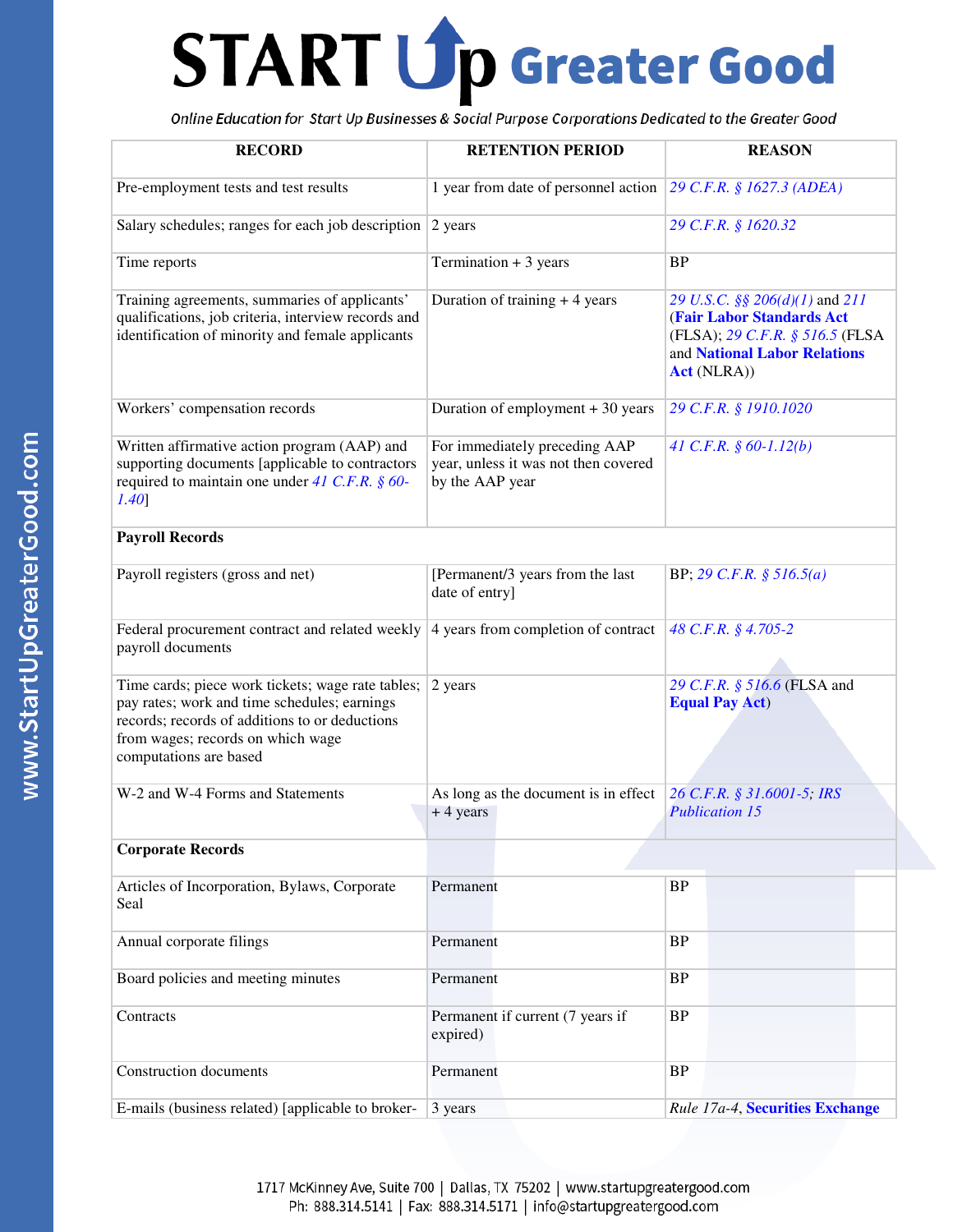| RECORD | RETENTION PERIOD | REASON |
|---|---|---|
| Pre-employment tests and test results | 1 year from date of personnel action | *29 C.F.R. § 1627.3 (ADEA)* |
| Salary schedules; ranges for each job description | 2 years | *29 C.F.R. § 1620.32* |
| Time reports | Termination + 3 years | BP |
| Training agreements, summaries of applicants' qualifications, job criteria, interview records and identification of minority and female applicants | Duration of training + 4 years | *29 U.S.C. §§ 206(d)(1)* and *211* (**Fair Labor Standards Act** (FLSA); *29 C.F.R. § 516.5* (FLSA and **National Labor Relations Act** (NLRA)) |
| Workers' compensation records | Duration of employment + 30 years | *29 C.F.R. § 1910.1020* |
| Written affirmative action program (AAP) and supporting documents [applicable to contractors required to maintain one under *41 C.F.R. § 60-1.40*] | For immediately preceding AAP year, unless it was not then covered by the AAP year | *41 C.F.R. § 60-1.12(b)* |
| **Payroll Records** | | |
| Payroll registers (gross and net) | [Permanent/3 years from the last date of entry] | BP; *29 C.F.R. § 516.5(a)* |
| Federal procurement contract and related weekly payroll documents | 4 years from completion of contract | *48 C.F.R. § 4.705-2* |
| Time cards; piece work tickets; wage rate tables; pay rates; work and time schedules; earnings records; records of additions to or deductions from wages; records on which wage computations are based | 2 years | *29 C.F.R. § 516.6* (FLSA and **Equal Pay Act**) |
| W-2 and W-4 Forms and Statements | As long as the document is in effect + 4 years | *26 C.F.R. § 31.6001-5; IRS Publication 15* |
| **Corporate Records** | | |
| Articles of Incorporation, Bylaws, Corporate Seal | Permanent | BP |
| Annual corporate filings | Permanent | BP |
| Board policies and meeting minutes | Permanent | BP |
| Contracts | Permanent if current (7 years if expired) | BP |
| Construction documents | Permanent | BP |
| E-mails (business related) [applicable to broker- | 3 years | *Rule 17a-4*, **Securities Exchange** |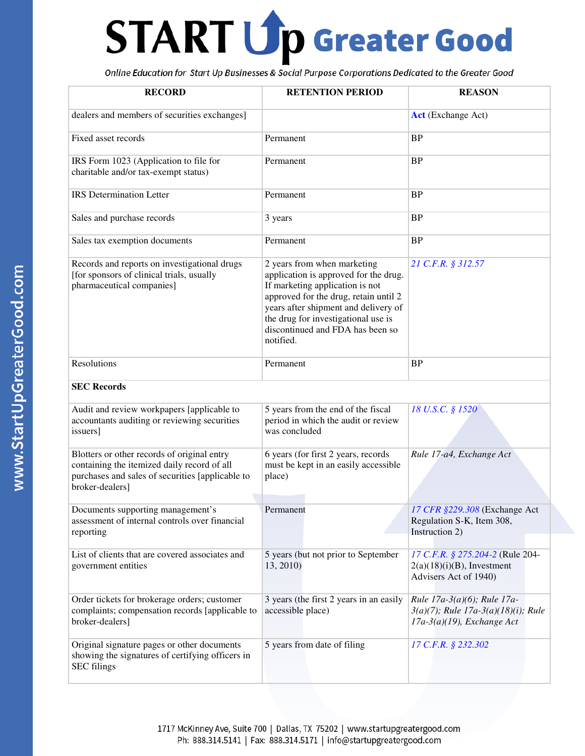| RECORD | RETENTION PERIOD | REASON |
|---|---|---|
| dealers and members of securities exchanges] | | **Act** (Exchange Act) |
| Fixed asset records | Permanent | BP |
| IRS Form 1023 (Application to file for charitable and/or tax-exempt status) | Permanent | BP |
| IRS Determination Letter | Permanent | BP |
| Sales and purchase records | 3 years | BP |
| Sales tax exemption documents | Permanent | BP |
| Records and reports on investigational drugs [for sponsors of clinical trials, usually pharmaceutical companies] | 2 years from when marketing application is approved for the drug. If marketing application is not approved for the drug, retain until 2 years after shipment and delivery of the drug for investigational use is discontinued and FDA has been so notified. | *21 C.F.R. § 312.57* |
| Resolutions | Permanent | BP |
| **SEC Records** | | |
| Audit and review workpapers [applicable to accountants auditing or reviewing securities issuers] | 5 years from the end of the fiscal period in which the audit or review was concluded | *18 U.S.C. § 1520* |
| Blotters or other records of original entry containing the itemized daily record of all purchases and sales of securities [applicable to broker-dealers] | 6 years (for first 2 years, records must be kept in an easily accessible place) | *Rule 17-a4, Exchange Act* |
| Documents supporting management's assessment of internal controls over financial reporting | Permanent | *17 CFR §229.308* (Exchange Act Regulation S-K, Item 308, Instruction 2) |
| List of clients that are covered associates and government entities | 5 years (but not prior to September 13, 2010) | *17 C.F.R. § 275.204-2* (Rule 204-2(a)(18)(i)(B), Investment Advisers Act of 1940) |
| Order tickets for brokerage orders; customer complaints; compensation records [applicable to broker-dealers] | 3 years (the first 2 years in an easily accessible place) | *Rule 17a-3(a)(6); Rule 17a-3(a)(7); Rule 17a-3(a)(18)(i); Rule 17a-3(a)(19), Exchange Act* |
| Original signature pages or other documents showing the signatures of certifying officers in SEC filings | 5 years from date of filing | *17 C.F.R. § 232.302* |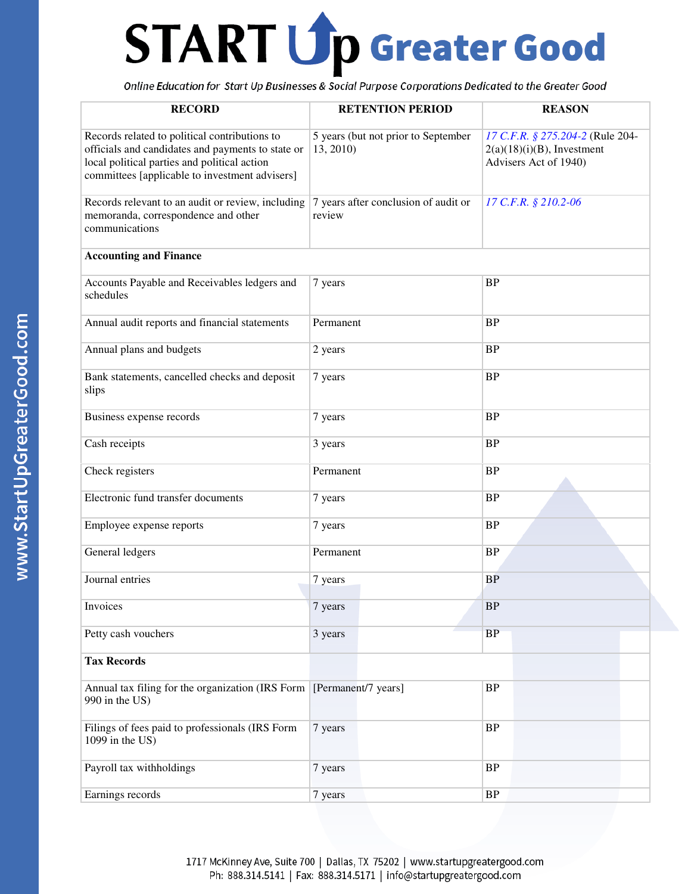| RECORD | RETENTION PERIOD | REASON |
|---|---|---|
| Records related to political contributions to officials and candidates and payments to state or local political parties and political action committees [applicable to investment advisers] | 5 years (but not prior to September 13, 2010) | *17 C.F.R. § 275.204-2* (Rule 204-2(a)(18)(i)(B), Investment Advisers Act of 1940) |
| Records relevant to an audit or review, including memoranda, correspondence and other communications | 7 years after conclusion of audit or review | *17 C.F.R. § 210.2-06* |
| **Accounting and Finance** | | |
| Accounts Payable and Receivables ledgers and schedules | 7 years | BP |
| Annual audit reports and financial statements | Permanent | BP |
| Annual plans and budgets | 2 years | BP |
| Bank statements, cancelled checks and deposit slips | 7 years | BP |
| Business expense records | 7 years | BP |
| Cash receipts | 3 years | BP |
| Check registers | Permanent | BP |
| Electronic fund transfer documents | 7 years | BP |
| Employee expense reports | 7 years | BP |
| General ledgers | Permanent | BP |
| Journal entries | 7 years | BP |
| Invoices | 7 years | BP |
| Petty cash vouchers | 3 years | BP |
| **Tax Records** | | |
| Annual tax filing for the organization (IRS Form 990 in the US) | [Permanent/7 years] | BP |
| Filings of fees paid to professionals (IRS Form 1099 in the US) | 7 years | BP |
| Payroll tax withholdings | 7 years | BP |
| Earnings records | 7 years | BP |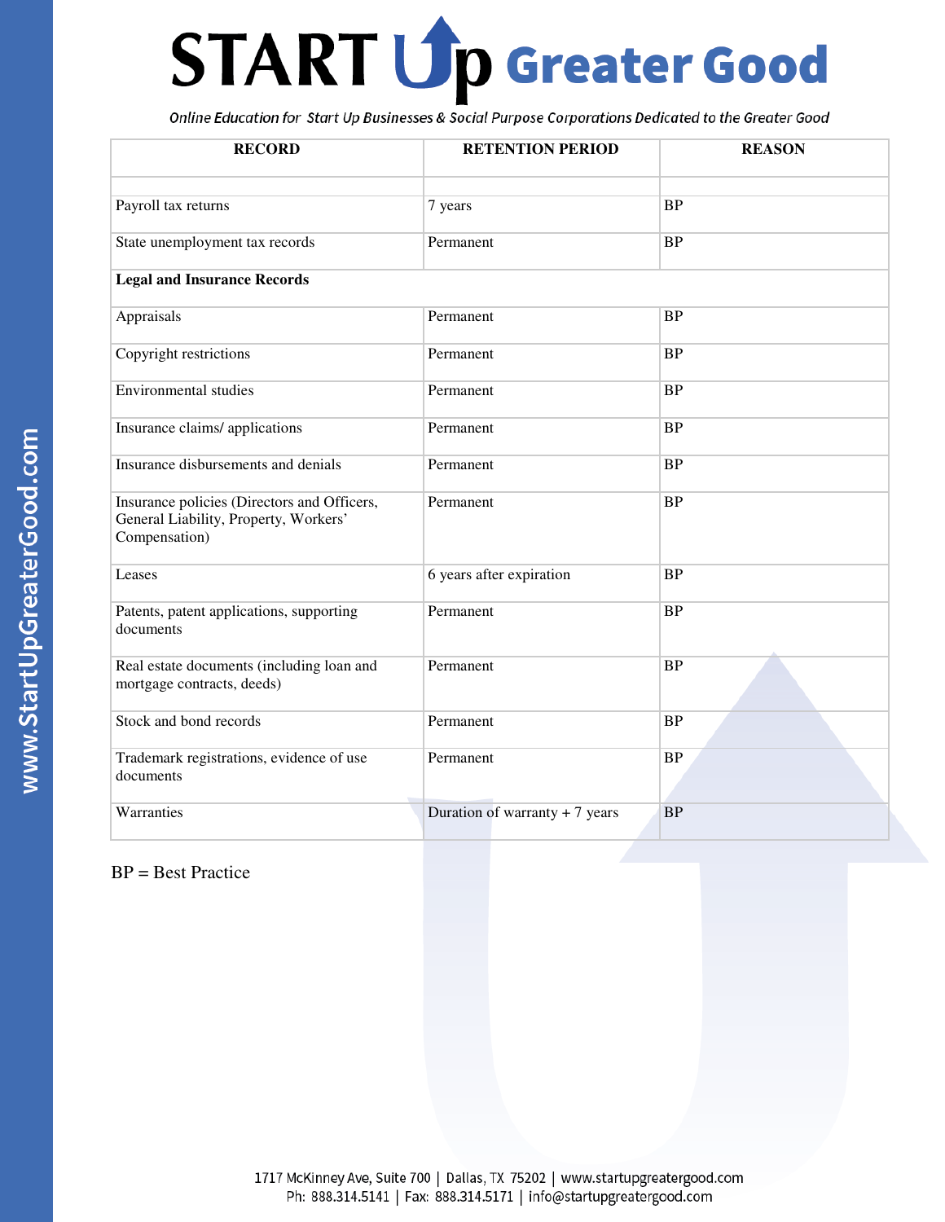| RECORD | RETENTION PERIOD | REASON |
| --- | --- | --- |
| | | |
| Payroll tax returns | 7 years | BP |
| State unemployment tax records | Permanent | BP |
| **Legal and Insurance Records** | | |
| Appraisals | Permanent | BP |
| Copyright restrictions | Permanent | BP |
| Environmental studies | Permanent | BP |
| Insurance claims/ applications | Permanent | BP |
| Insurance disbursements and denials | Permanent | BP |
| Insurance policies (Directors and Officers, General Liability, Property, Workers' Compensation) | Permanent | BP |
| Leases | 6 years after expiration | BP |
| Patents, patent applications, supporting documents | Permanent | BP |
| Real estate documents (including loan and mortgage contracts, deeds) | Permanent | BP |
| Stock and bond records | Permanent | BP |
| Trademark registrations, evidence of use documents | Permanent | BP |
| Warranties | Duration of warranty + 7 years | BP |

BP = Best Practice